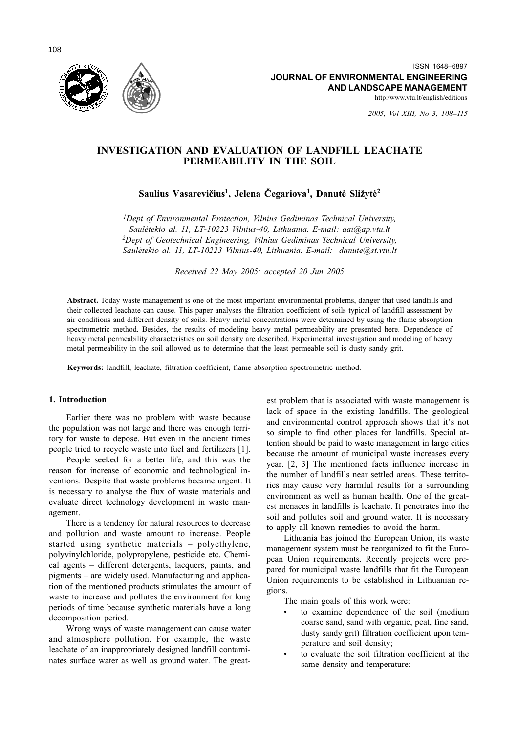# INVESTIGATION AND EVALUATION OF LANDFILL LEACHATE PERMEABILITY IN THE SOIL

**Saulius Vasarevičius[1], Jelena Čegariova[1], Danutė Sližytė[2]**

*[1]Dept of Environmental Protection, Vilnius Gediminas Technical University, Saulėtekio al. 11, LT-10223 Vilnius-40, Lithuania. E-mail: aai@ap.vtu.lt*
*[2]Dept of Geotechnical Engineering, Vilnius Gediminas Technical University, Saulėtekio al. 11, LT-10223 Vilnius-40, Lithuania. E-mail: danute@st.vtu.lt*

*Received 22 May 2005; accepted 20 Jun 2005*

**Abstract.** Today waste management is one of the most important environmental problems, danger that used landfills and their collected leachate can cause. This paper analyses the filtration coefficient of soils typical of landfill assessment by air conditions and different density of soils. Heavy metal concentrations were determined by using the flame absorption spectrometric method. Besides, the results of modeling heavy metal permeability are presented here. Dependence of heavy metal permeability characteristics on soil density are described. Experimental investigation and modeling of heavy metal permeability in the soil allowed us to determine that the least permeable soil is dusty sandy grit.

**Keywords:** landfill, leachate, filtration coefficient, flame absorption spectrometric method.

## 1. Introduction

Earlier there was no problem with waste because the population was not large and there was enough territory for waste to depose. But even in the ancient times people tried to recycle waste into fuel and fertilizers [1].

People seeked for a better life, and this was the reason for increase of economic and technological inventions. Despite that waste problems became urgent. It is necessary to analyse the flux of waste materials and evaluate direct technology development in waste management.

There is a tendency for natural resources to decrease and pollution and waste amount to increase. People started using synthetic materials – polyethylene, polyvinylchloride, polypropylene, pesticide etc. Chemical agents – different detergents, lacquers, paints, and pigments – are widely used. Manufacturing and application of the mentioned products stimulates the amount of waste to increase and pollutes the environment for long periods of time because synthetic materials have a long decomposition period.

Wrong ways of waste management can cause water and atmosphere pollution. For example, the waste leachate of an inappropriately designed landfill contaminates surface water as well as ground water. The greatest problem that is associated with waste management is lack of space in the existing landfills. The geological and environmental control approach shows that it's not so simple to find other places for landfills. Special attention should be paid to waste management in large cities because the amount of municipal waste increases every year. [2, 3] The mentioned facts influence increase in the number of landfills near settled areas. These territories may cause very harmful results for a surrounding environment as well as human health. One of the greatest menaces in landfills is leachate. It penetrates into the soil and pollutes soil and ground water. It is necessary to apply all known remedies to avoid the harm.

Lithuania has joined the European Union, its waste management system must be reorganized to fit the European Union requirements. Recently projects were prepared for municipal waste landfills that fit the European Union requirements to be established in Lithuanian regions.

The main goals of this work were:

- to examine dependence of the soil (medium coarse sand, sand with organic, peat, fine sand, dusty sandy grit) filtration coefficient upon temperature and soil density;
- to evaluate the soil filtration coefficient at the same density and temperature;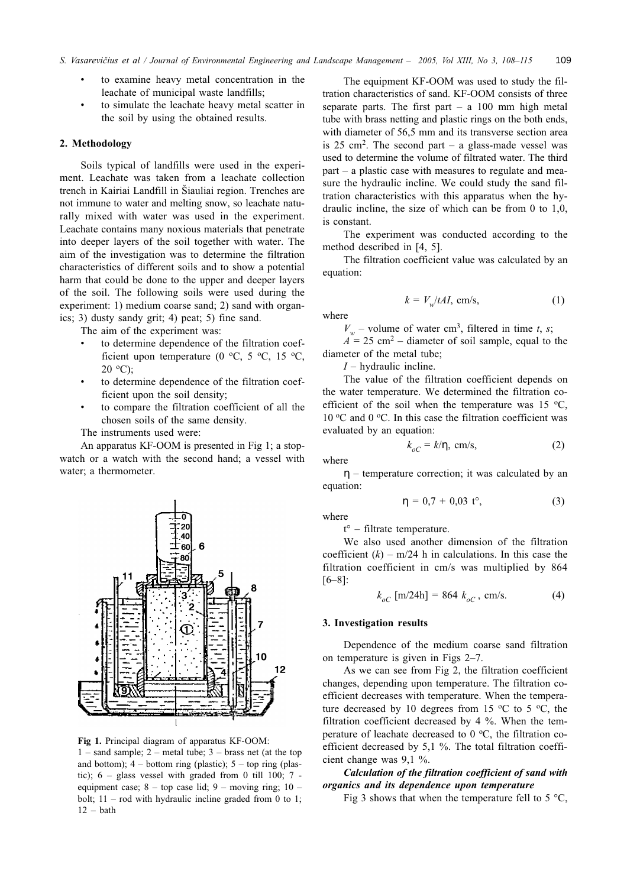- to examine heavy metal concentration in the leachate of municipal waste landfills;
- to simulate the leachate heavy metal scatter in the soil by using the obtained results.

## 2. Methodology

Soils typical of landfills were used in the experiment. Leachate was taken from a leachate collection trench in Kiriai Landfill in Šiauliai region. Trenches are not immune to water and melting snow, so leachate naturally mixed with water was used in the experiment. Leachate contains many noxious materials that penetrate into deeper layers of the soil together with water. The aim of the investigation was to determine the filtration characteristics of different soils and to show a potential harm that could be done to the upper and deeper layers of the soil. The following soils were used during the experiment: 1) medium coarse sand; 2) sand with organics; 3) dusty sandy grit; 4) peat; 5) fine sand.

The aim of the experiment was:

- to determine dependence of the filtration coefficient upon temperature (0 °C, 5 °C, 15 °C, 20 °C);
- to determine dependence of the filtration coefficient upon the soil density;
- to compare the filtration coefficient of all the chosen soils of the same density.

The instruments used were:

An apparatus KF-OOM is presented in Fig 1; a stopwatch or a watch with the second hand; a vessel with water; a thermometer.

**Fig 1.** Principal diagram of apparatus KF-OOM: 1 – sand sample; 2 – metal tube; 3 – brass net (at the top and bottom); 4 – bottom ring (plastic); 5 – top ring (plastic); 6 – glass vessel with graded from 0 till 100; 7 - equipment case; 8 – top case lid; 9 – moving ring; 10 – bolt; 11 – rod with hydraulic incline graded from 0 to 1; 12 – bath

The equipment KF-OOM was used to study the filtration characteristics of sand. KF-OOM consists of three separate parts. The first part – a 100 mm high metal tube with brass netting and plastic rings on the both ends, with diameter of 56,5 mm and its transverse section area is 25 cm$^2$. The second part – a glass-made vessel was used to determine the volume of filtrated water. The third part – a plastic case with measures to regulate and measure the hydraulic incline. We could study the sand filtration characteristics with this apparatus when the hydraulic incline, the size of which can be from 0 to 1,0, is constant.

The experiment was conducted according to the method described in [4, 5].

The filtration coefficient value was calculated by an equation:

$$k = V_w/tAI, \text{ cm/s}, \quad (1)$$

where

$V_w$ – volume of water cm$^3$, filtered in time $t$, $s$;

$A$ = 25 cm$^2$ – diameter of soil sample, equal to the diameter of the metal tube;

$I$ – hydraulic incline.

The value of the filtration coefficient depends on the water temperature. We determined the filtration coefficient of the soil when the temperature was 15 °C, 10 °C and 0 °C. In this case the filtration coefficient was evaluated by an equation:

$$k_{oC} = k/\eta, \text{ cm/s}, \quad (2)$$

where

$\eta$ – temperature correction; it was calculated by an equation:

$$\eta = 0{,}7 + 0{,}03\ t^{\circ}, \quad (3)$$

where

t° – filtrate temperature.

We also used another dimension of the filtration coefficient ($k$) – m/24 h in calculations. In this case the filtration coefficient in cm/s was multiplied by 864 [6–8]:

$$k_{oC}\ [\text{m/24h}] = 864\ k_{oC}\ , \text{ cm/s}. \quad (4)$$

## 3. Investigation results

Dependence of the medium coarse sand filtration on temperature is given in Figs 2–7.

As we can see from Fig 2, the filtration coefficient changes, depending upon temperature. The filtration coefficient decreases with temperature. When the temperature decreased by 10 degrees from 15 °C to 5 °C, the filtration coefficient decreased by 4 %. When the temperature of leachate decreased to 0 °C, the filtration coefficient decreased by 5,1 %. The total filtration coefficient change was 9,1 %.

***Calculation of the filtration coefficient of sand with organics and its dependence upon temperature***

Fig 3 shows that when the temperature fell to 5 °C,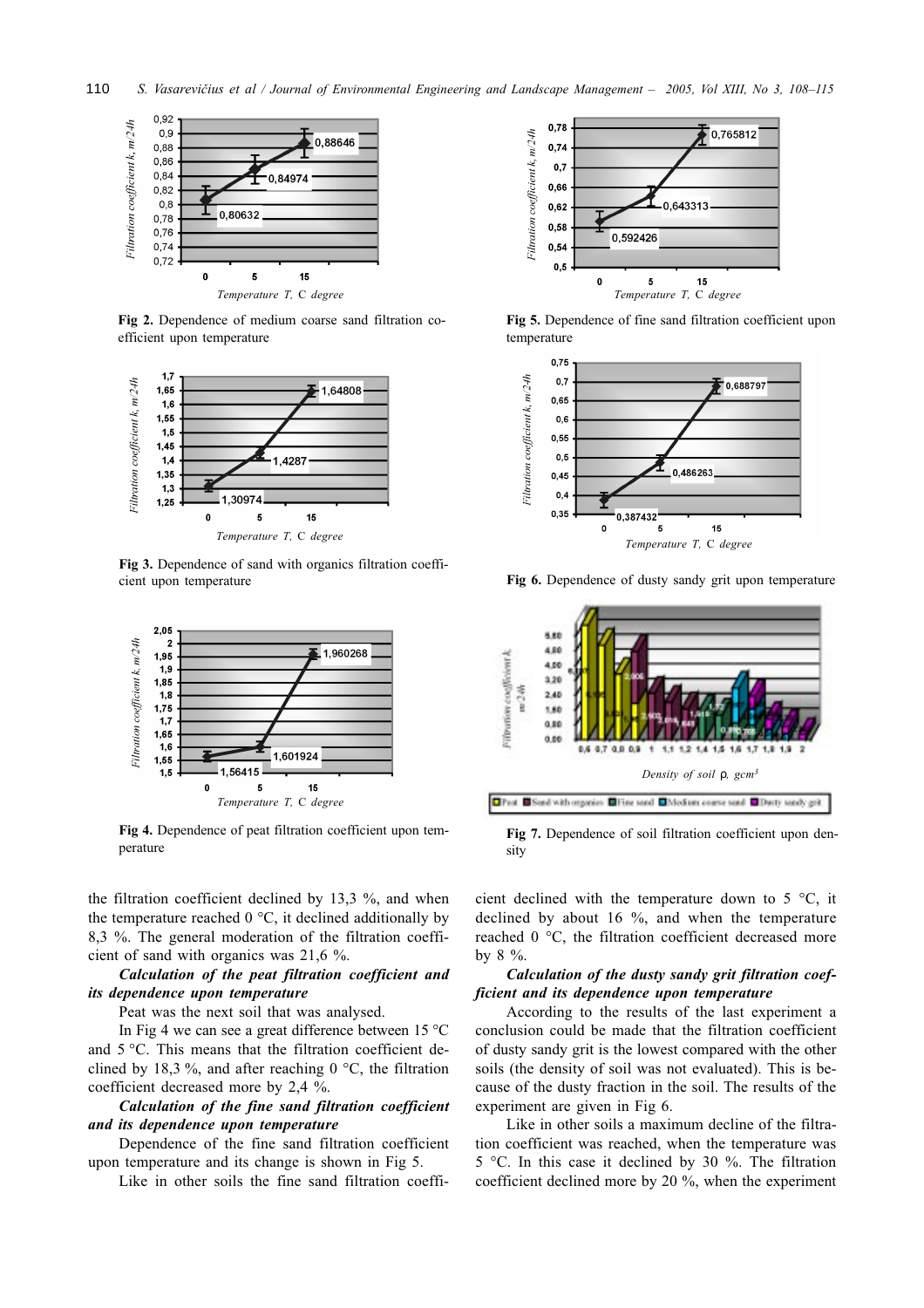Fig 2. Dependence of medium coarse sand filtration coefficient upon temperature

Fig 3. Dependence of sand with organics filtration coefficient upon temperature

Fig 4. Dependence of peat filtration coefficient upon temperature

Fig 5. Dependence of fine sand filtration coefficient upon temperature

Fig 6. Dependence of dusty sandy grit upon temperature

Fig 7. Dependence of soil filtration coefficient upon density

the filtration coefficient declined by 13,3 %, and when the temperature reached 0 °C, it declined additionally by 8,3 %. The general moderation of the filtration coefficient of sand with organics was 21,6 %.

***Calculation of the peat filtration coefficient and its dependence upon temperature***

Peat was the next soil that was analysed.

In Fig 4 we can see a great difference between 15 °C and 5 °C. This means that the filtration coefficient declined by 18,3 %, and after reaching 0 °C, the filtration coefficient decreased more by 2,4 %.

***Calculation of the fine sand filtration coefficient and its dependence upon temperature***

Dependence of the fine sand filtration coefficient upon temperature and its change is shown in Fig 5.

Like in other soils the fine sand filtration coefficient declined with the temperature down to 5 °C, it declined by about 16 %, and when the temperature reached 0 °C, the filtration coefficient decreased more by 8 %.

***Calculation of the dusty sandy grit filtration coefficient and its dependence upon temperature***

According to the results of the last experiment a conclusion could be made that the filtration coefficient of dusty sandy grit is the lowest compared with the other soils (the density of soil was not evaluated). This is because of the dusty fraction in the soil. The results of the experiment are given in Fig 6.

Like in other soils a maximum decline of the filtration coefficient was reached, when the temperature was 5 °C. In this case it declined by 30 %. The filtration coefficient declined more by 20 %, when the experiment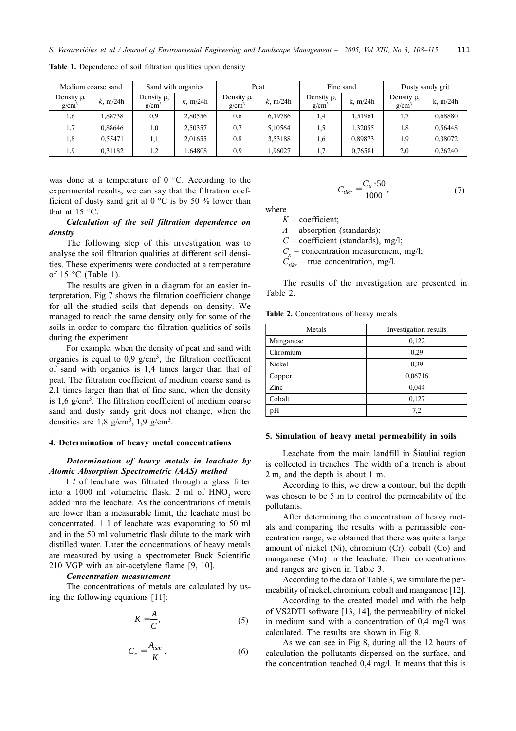**Table 1.** Dependence of soil filtration qualities upon density

| Medium coarse sand | | Sand with organics | | Peat | | Fine sand | | Dusty sandy grit | |
|---|---|---|---|---|---|---|---|---|---|
| Density ρ, g/cm³ | *k*, m/24h | Density ρ, g/cm³ | *k*, m/24h | Density ρ, g/cm³ | *k*, m/24h | Density ρ, g/cm³ | k, m/24h | Density ρ, g/cm³ | k, m/24h |
| 1,6 | 1,88738 | 0,9 | 2,80556 | 0,6 | 6,19786 | 1,4 | 1,51961 | 1,7 | 0,68880 |
| 1,7 | 0,88646 | 1,0 | 2,50357 | 0,7 | 5,10564 | 1,5 | 1,32055 | 1,8 | 0,56448 |
| 1,8 | 0,55471 | 1,1 | 2,01655 | 0,8 | 3,53188 | 1,6 | 0,89873 | 1,9 | 0,38072 |
| 1,9 | 0,31182 | 1,2 | 1,64808 | 0,9 | 1,96027 | 1,7 | 0,76581 | 2,0 | 0,26240 |

was done at a temperature of 0 °C. According to the experimental results, we can say that the filtration coefficient of dusty sand grit at 0 °C is by 50 % lower than that at 15 °C.

***Calculation of the soil filtration dependence on density***

The following step of this investigation was to analyse the soil filtration qualities at different soil densities. These experiments were conducted at a temperature of 15 °C (Table 1).

The results are given in a diagram for an easier interpretation. Fig 7 shows the filtration coefficient change for all the studied soils that depends on density. We managed to reach the same density only for some of the soils in order to compare the filtration qualities of soils during the experiment.

For example, when the density of peat and sand with organics is equal to 0,9 g/cm³, the filtration coefficient of sand with organics is 1,4 times larger than that of peat. The filtration coefficient of medium coarse sand is 2,1 times larger than that of fine sand, when the density is 1,6 g/cm³. The filtration coefficient of medium coarse sand and dusty sandy grit does not change, when the densities are 1,8 g/cm³, 1,9 g/cm³.

#### 4. Determination of heavy metal concentrations

***Determination of heavy metals in leachate by Atomic Absorption Spectrometric (AAS) method***

1 *l* of leachate was filtrated through a glass filter into a 1000 ml volumetric flask. 2 ml of $HNO_3$ were added into the leachate. As the concentrations of metals are lower than a measurable limit, the leachate must be concentrated. 1 l of leachate was evaporating to 50 ml and in the 50 ml volumetric flask dilute to the mark with distilled water. Later the concentrations of heavy metals are measured by using a spectrometer Buck Scientific 210 VGP with an air-acetylene flame [9, 10].

***Concentration measurement***

The concentrations of metals are calculated by using the following equations [11]:

$$K = \frac{A}{C}, \tag{5}$$

$$C_x = \frac{A_{ism}}{K}, \tag{6}$$

$$C_{tikr} = \frac{C_x \cdot 50}{1000}, \tag{7}$$

where

$K$ – coefficient;

$A$ – absorption (standards);

$C$ – coefficient (standards), mg/l;

$C_x$ – concentration measurement, mg/l;

$C_{tikr}$ – true concentration, mg/l.

The results of the investigation are presented in Table 2.

**Table 2.** Concentrations of heavy metals

| Metals | Investigation results |
|---|---|
| Manganese | 0,122 |
| Chromium | 0,29 |
| Nickel | 0,39 |
| Copper | 0,06716 |
| Zinc | 0,044 |
| Cobalt | 0,127 |
| pH | 7,2 |

#### 5. Simulation of heavy metal permeability in soils

Leachate from the main landfill in Šiauliai region is collected in trenches. The width of a trench is about 2 m, and the depth is about 1 m.

According to this, we drew a contour, but the depth was chosen to be 5 m to control the permeability of the pollutants.

After determining the concentration of heavy metals and comparing the results with a permissible concentration range, we obtained that there was quite a large amount of nickel (Ni), chromium (Cr), cobalt (Co) and manganese (Mn) in the leachate. Their concentrations and ranges are given in Table 3.

According to the data of Table 3, we simulate the permeability of nickel, chromium, cobalt and manganese [12].

According to the created model and with the help of VS2DTI software [13, 14], the permeability of nickel in medium sand with a concentration of 0,4 mg/l was calculated. The results are shown in Fig 8.

As we can see in Fig 8, during all the 12 hours of calculation the pollutants dispersed on the surface, and the concentration reached 0,4 mg/l. It means that this is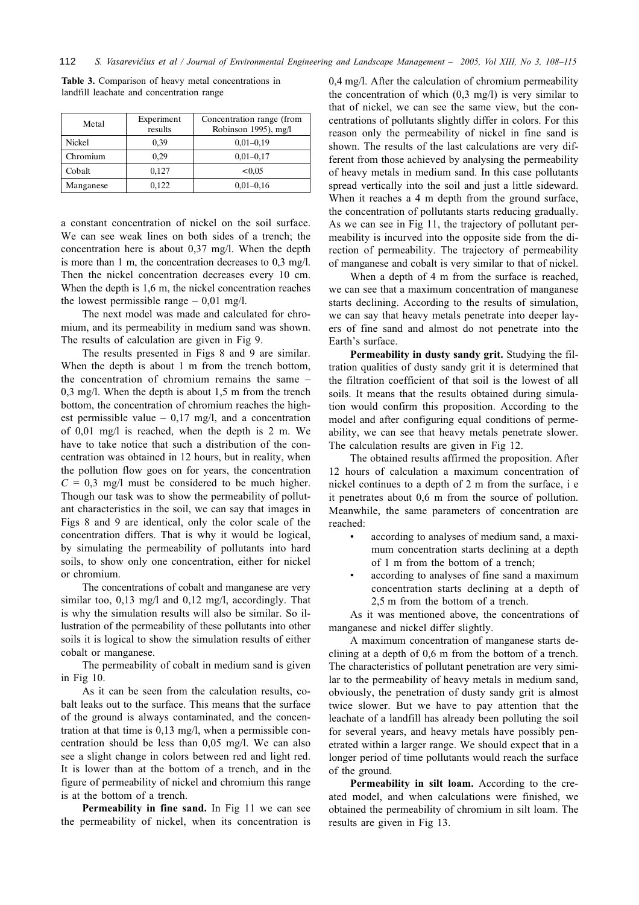**Table 3.** Comparison of heavy metal concentrations in landfill leachate and concentration range

| Metal | Experiment results | Concentration range (from Robinson 1995), mg/l |
|---|---|---|
| Nickel | 0,39 | 0,01–0,19 |
| Chromium | 0,29 | 0,01–0,17 |
| Cobalt | 0,127 | <0,05 |
| Manganese | 0,122 | 0,01–0,16 |

a constant concentration of nickel on the soil surface. We can see weak lines on both sides of a trench; the concentration here is about 0,37 mg/l. When the depth is more than 1 m, the concentration decreases to 0,3 mg/l. Then the nickel concentration decreases every 10 cm. When the depth is 1,6 m, the nickel concentration reaches the lowest permissible range – 0,01 mg/l.

The next model was made and calculated for chromium, and its permeability in medium sand was shown. The results of calculation are given in Fig 9.

The results presented in Figs 8 and 9 are similar. When the depth is about 1 m from the trench bottom, the concentration of chromium remains the same – 0,3 mg/l. When the depth is about 1,5 m from the trench bottom, the concentration of chromium reaches the highest permissible value – 0,17 mg/l, and a concentration of 0,01 mg/l is reached, when the depth is 2 m. We have to take notice that such a distribution of the concentration was obtained in 12 hours, but in reality, when the pollution flow goes on for years, the concentration $C$ = 0,3 mg/l must be considered to be much higher. Though our task was to show the permeability of pollutant characteristics in the soil, we can say that images in Figs 8 and 9 are identical, only the color scale of the concentration differs. That is why it would be logical, by simulating the permeability of pollutants into hard soils, to show only one concentration, either for nickel or chromium.

The concentrations of cobalt and manganese are very similar too, 0,13 mg/l and 0,12 mg/l, accordingly. That is why the simulation results will also be similar. So illustration of the permeability of these pollutants into other soils it is logical to show the simulation results of either cobalt or manganese.

The permeability of cobalt in medium sand is given in Fig 10.

As it can be seen from the calculation results, cobalt leaks out to the surface. This means that the surface of the ground is always contaminated, and the concentration at that time is 0,13 mg/l, when a permissible concentration should be less than 0,05 mg/l. We can also see a slight change in colors between red and light red. It is lower than at the bottom of a trench, and in the figure of permeability of nickel and chromium this range is at the bottom of a trench.

**Permeability in fine sand.** In Fig 11 we can see the permeability of nickel, when its concentration is 0,4 mg/l. After the calculation of chromium permeability the concentration of which (0,3 mg/l) is very similar to that of nickel, we can see the same view, but the concentrations of pollutants slightly differ in colors. For this reason only the permeability of nickel in fine sand is shown. The results of the last calculations are very different from those achieved by analysing the permeability of heavy metals in medium sand. In this case pollutants spread vertically into the soil and just a little sideward. When it reaches a 4 m depth from the ground surface, the concentration of pollutants starts reducing gradually. As we can see in Fig 11, the trajectory of pollutant permeability is incurved into the opposite side from the direction of permeability. The trajectory of permeability of manganese and cobalt is very similar to that of nickel.

When a depth of 4 m from the surface is reached, we can see that a maximum concentration of manganese starts declining. According to the results of simulation, we can say that heavy metals penetrate into deeper layers of fine sand and almost do not penetrate into the Earth's surface.

**Permeability in dusty sandy grit.** Studying the filtration qualities of dusty sandy grit it is determined that the filtration coefficient of that soil is the lowest of all soils. It means that the results obtained during simulation would confirm this proposition. According to the model and after configuring equal conditions of permeability, we can see that heavy metals penetrate slower. The calculation results are given in Fig 12.

The obtained results affirmed the proposition. After 12 hours of calculation a maximum concentration of nickel continues to a depth of 2 m from the surface, i e it penetrates about 0,6 m from the source of pollution. Meanwhile, the same parameters of concentration are reached:

- according to analyses of medium sand, a maximum concentration starts declining at a depth of 1 m from the bottom of a trench;
- according to analyses of fine sand a maximum concentration starts declining at a depth of 2,5 m from the bottom of a trench.

As it was mentioned above, the concentrations of manganese and nickel differ slightly.

A maximum concentration of manganese starts declining at a depth of 0,6 m from the bottom of a trench. The characteristics of pollutant penetration are very similar to the permeability of heavy metals in medium sand, obviously, the penetration of dusty sandy grit is almost twice slower. But we have to pay attention that the leachate of a landfill has already been polluting the soil for several years, and heavy metals have possibly penetrated within a larger range. We should expect that in a longer period of time pollutants would reach the surface of the ground.

**Permeability in silt loam.** According to the created model, and when calculations were finished, we obtained the permeability of chromium in silt loam. The results are given in Fig 13.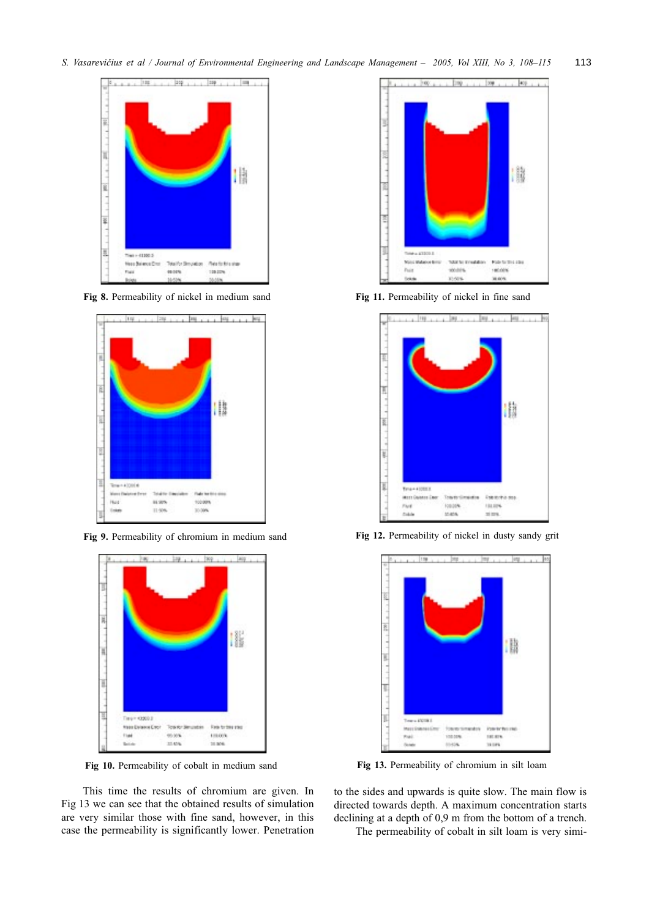Fig 8. Permeability of nickel in medium sand

Fig 9. Permeability of chromium in medium sand

Fig 10. Permeability of cobalt in medium sand

Fig 11. Permeability of nickel in fine sand

Fig 12. Permeability of nickel in dusty sandy grit

Fig 13. Permeability of chromium in silt loam

This time the results of chromium are given. In Fig 13 we can see that the obtained results of simulation are very similar those with fine sand, however, in this case the permeability is significantly lower. Penetration to the sides and upwards is quite slow. The main flow is directed towards depth. A maximum concentration starts declining at a depth of 0,9 m from the bottom of a trench.

The permeability of cobalt in silt loam is very simi-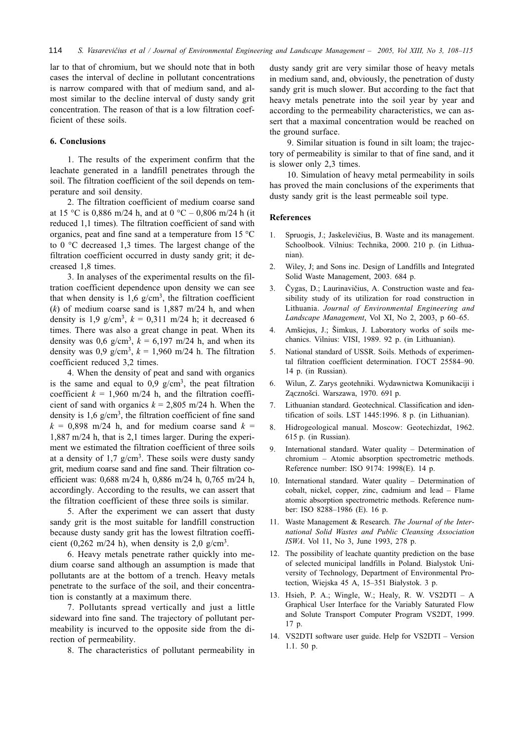lar to that of chromium, but we should note that in both cases the interval of decline in pollutant concentrations is narrow compared with that of medium sand, and almost similar to the decline interval of dusty sandy grit concentration. The reason of that is a low filtration coefficient of these soils.

## 6. Conclusions

1. The results of the experiment confirm that the leachate generated in a landfill penetrates through the soil. The filtration coefficient of the soil depends on temperature and soil density.

2. The filtration coefficient of medium coarse sand at 15 °C is 0,886 m/24 h, and at 0 °C – 0,806 m/24 h (it reduced 1,1 times). The filtration coefficient of sand with organics, peat and fine sand at a temperature from 15 °C to 0 °C decreased 1,3 times. The largest change of the filtration coefficient occurred in dusty sandy grit; it decreased 1,8 times.

3. In analyses of the experimental results on the filtration coefficient dependence upon density we can see that when density is 1,6 g/cm$^3$, the filtration coefficient ($k$) of medium coarse sand is 1,887 m/24 h, and when density is 1,9 g/cm$^3$, $k$ = 0,311 m/24 h; it decreased 6 times. There was also a great change in peat. When its density was 0,6 g/cm$^3$, $k$ = 6,197 m/24 h, and when its density was 0,9 g/cm$^3$, $k$ = 1,960 m/24 h. The filtration coefficient reduced 3,2 times.

4. When the density of peat and sand with organics is the same and equal to 0,9 g/cm$^3$, the peat filtration coefficient $k$ = 1,960 m/24 h, and the filtration coefficient of sand with organics $k$ = 2,805 m/24 h. When the density is 1,6 g/cm$^3$, the filtration coefficient of fine sand $k$ = 0,898 m/24 h, and for medium coarse sand $k$ = 1,887 m/24 h, that is 2,1 times larger. During the experiment we estimated the filtration coefficient of three soils at a density of 1,7 g/cm$^3$. These soils were dusty sandy grit, medium coarse sand and fine sand. Their filtration coefficient was: 0,688 m/24 h, 0,886 m/24 h, 0,765 m/24 h, accordingly. According to the results, we can assert that the filtration coefficient of these three soils is similar.

5. After the experiment we can assert that dusty sandy grit is the most suitable for landfill construction because dusty sandy grit has the lowest filtration coefficient (0,262 m/24 h), when density is 2,0 g/cm$^3$.

6. Heavy metals penetrate rather quickly into medium coarse sand although an assumption is made that pollutants are at the bottom of a trench. Heavy metals penetrate to the surface of the soil, and their concentration is constantly at a maximum there.

7. Pollutants spread vertically and just a little sideward into fine sand. The trajectory of pollutant permeability is incurved to the opposite side from the direction of permeability.

8. The characteristics of pollutant permeability in dusty sandy grit are very similar those of heavy metals in medium sand, and, obviously, the penetration of dusty sandy grit is much slower. But according to the fact that heavy metals penetrate into the soil year by year and according to the permeability characteristics, we can assert that a maximal concentration would be reached on the ground surface.

9. Similar situation is found in silt loam; the trajectory of permeability is similar to that of fine sand, and it is slower only 2,3 times.

10. Simulation of heavy metal permeability in soils has proved the main conclusions of the experiments that dusty sandy grit is the least permeable soil type.

## References

1. Spruogis, J.; Jaskelevičius, B. Waste and its management. Schoolbook. Vilnius: Technika, 2000. 210 p. (in Lithuanian).
2. Wiley, J; and Sons inc. Design of Landfills and Integrated Solid Waste Management, 2003. 684 p.
3. Čygas, D.; Laurinavičius, A. Construction waste and feasibility study of its utilization for road construction in Lithuania. *Journal of Environmental Engineering and Landscape Management*, Vol XI, No 2, 2003, p 60–65.
4. Amšiejus, J.; Šimkus, J. Laboratory works of soils mechanics. Vilnius: VISI, 1989. 92 p. (in Lithuanian).
5. National standard of USSR. Soils. Methods of experimental filtration coefficient determination. ГОСТ 25584–90. 14 p. (in Russian).
6. Wilun, Z. Zarys geotehniki. Wydawnictwa Komunikaciji i Zącznošci. Warszawa, 1970. 691 p.
7. Lithuanian standard. Geotechnical. Classification and identification of soils. LST 1445:1996. 8 p. (in Lithuanian).
8. Hidrogeological manual. Moscow: Geotechizdat, 1962. 615 p. (in Russian).
9. International standard. Water quality – Determination of chromium – Atomic absorption spectrometric methods. Reference number: ISO 9174: 1998(E). 14 p.
10. International standard. Water quality – Determination of cobalt, nickel, copper, zinc, cadmium and lead – Flame atomic absorption spectrometric methods. Reference number: ISO 8288–1986 (E). 16 p.
11. Waste Management & Research. *The Journal of the International Solid Wastes and Public Cleansing Association ISWA*. Vol 11, No 3, June 1993, 278 p.
12. The possibility of leachate quantity prediction on the base of selected municipal landfills in Poland. Bialystok University of Technology, Department of Environmental Protection, Wiejska 45 A, 15–351 Białystok. 3 p.
13. Hsieh, P. A.; Wingle, W.; Healy, R. W. VS2DTI – A Graphical User Interface for the Variably Saturated Flow and Solute Transport Computer Program VS2DT, 1999. 17 p.
14. VS2DTI software user guide. Help for VS2DTI – Version 1.1. 50 p.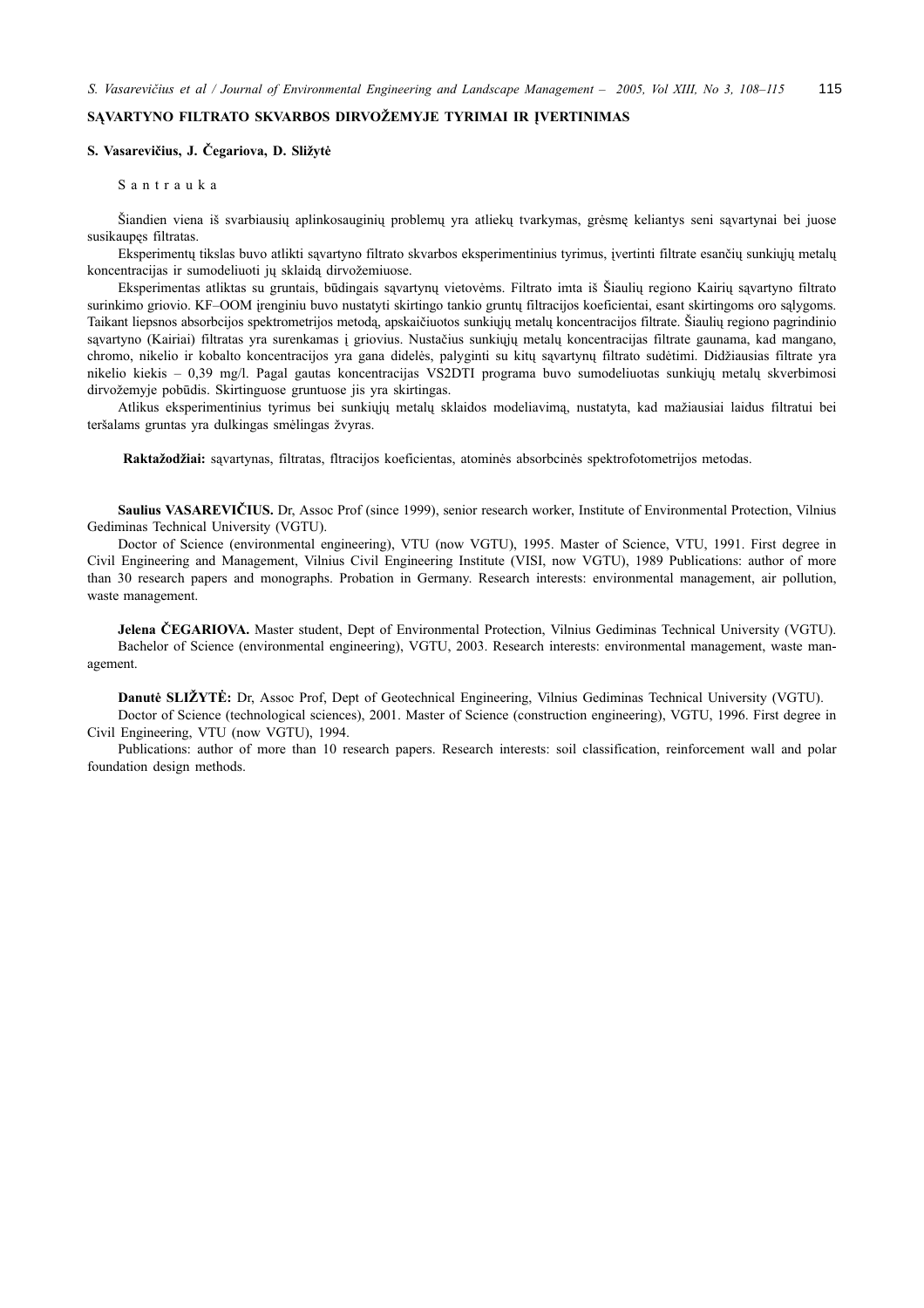## SĄVARTYNO FILTRATO SKVARBOS DIRVOŽEMYJE TYRIMAI IR ĮVERTINIMAS

**S. Vasarevičius, J. Čegariova, D. Sližytė**

S a n t r a u k a

Šiandien viena iš svarbiausių aplinkosauginių problemų yra atliekų tvarkymas, grėsmę keliantys seni sąvartynai bei juose susikaupęs filtratas.

Eksperimentų tikslas buvo atlikti sąvartyno filtrato skvarbos eksperimentinius tyrimus, įvertinti filtrate esančių sunkiųjų metalų koncentracijas ir sumodeliuoti jų sklaidą dirvožemiuose.

Eksperimentas atliktas su gruntais, būdingais sąvartynų vietovėms. Filtrato imta iš Šiaulių regiono Kairių sąvartyno filtrato surinkimo griovio. KF–OOM įrenginiu buvo nustatyti skirtingo tankio gruntų filtracijos koeficientai, esant skirtingoms oro sąlygoms. Taikant liepsnos absorbcijos spektrometrijos metodą, apskaičiuotos sunkiųjų metalų koncentracijos filtrate. Šiaulių regiono pagrindinio sąvartyno (Kairiai) filtratas yra surenkamas į griovius. Nustačius sunkiųjų metalų koncentracijas filtrate gaunama, kad mangano, chromo, nikelio ir kobalto koncentracijos yra gana didelės, palyginti su kitų sąvartynų filtrato sudėtimi. Didžiausias filtrate yra nikelio kiekis – 0,39 mg/l. Pagal gautas koncentracijas VS2DTI programa buvo sumodeliuotas sunkiųjų metalų skverbimosi dirvožemyje pobūdis. Skirtinguose gruntuose jis yra skirtingas.

Atlikus eksperimentinius tyrimus bei sunkiųjų metalų sklaidos modeliavimą, nustatyta, kad mažiausiai laidus filtratui bei teršalams gruntas yra dulkingas smėlingas žvyras.

**Raktažodžiai:** sąvartynas, filtratas, fltracijos koeficientas, atominės absorbcinės spektrofotometrijos metodas.

**Saulius VASAREVIČIUS.** Dr, Assoc Prof (since 1999), senior research worker, Institute of Environmental Protection, Vilnius Gediminas Technical University (VGTU).

Doctor of Science (environmental engineering), VTU (now VGTU), 1995. Master of Science, VTU, 1991. First degree in Civil Engineering and Management, Vilnius Civil Engineering Institute (VISI, now VGTU), 1989 Publications: author of more than 30 research papers and monographs. Probation in Germany. Research interests: environmental management, air pollution, waste management.

**Jelena ČEGARIOVA.** Master student, Dept of Environmental Protection, Vilnius Gediminas Technical University (VGTU).

Bachelor of Science (environmental engineering), VGTU, 2003. Research interests: environmental management, waste management.

**Danutė SLIŽYTĖ:** Dr, Assoc Prof, Dept of Geotechnical Engineering, Vilnius Gediminas Technical University (VGTU).

Doctor of Science (technological sciences), 2001. Master of Science (construction engineering), VGTU, 1996. First degree in Civil Engineering, VTU (now VGTU), 1994.

Publications: author of more than 10 research papers. Research interests: soil classification, reinforcement wall and polar foundation design methods.